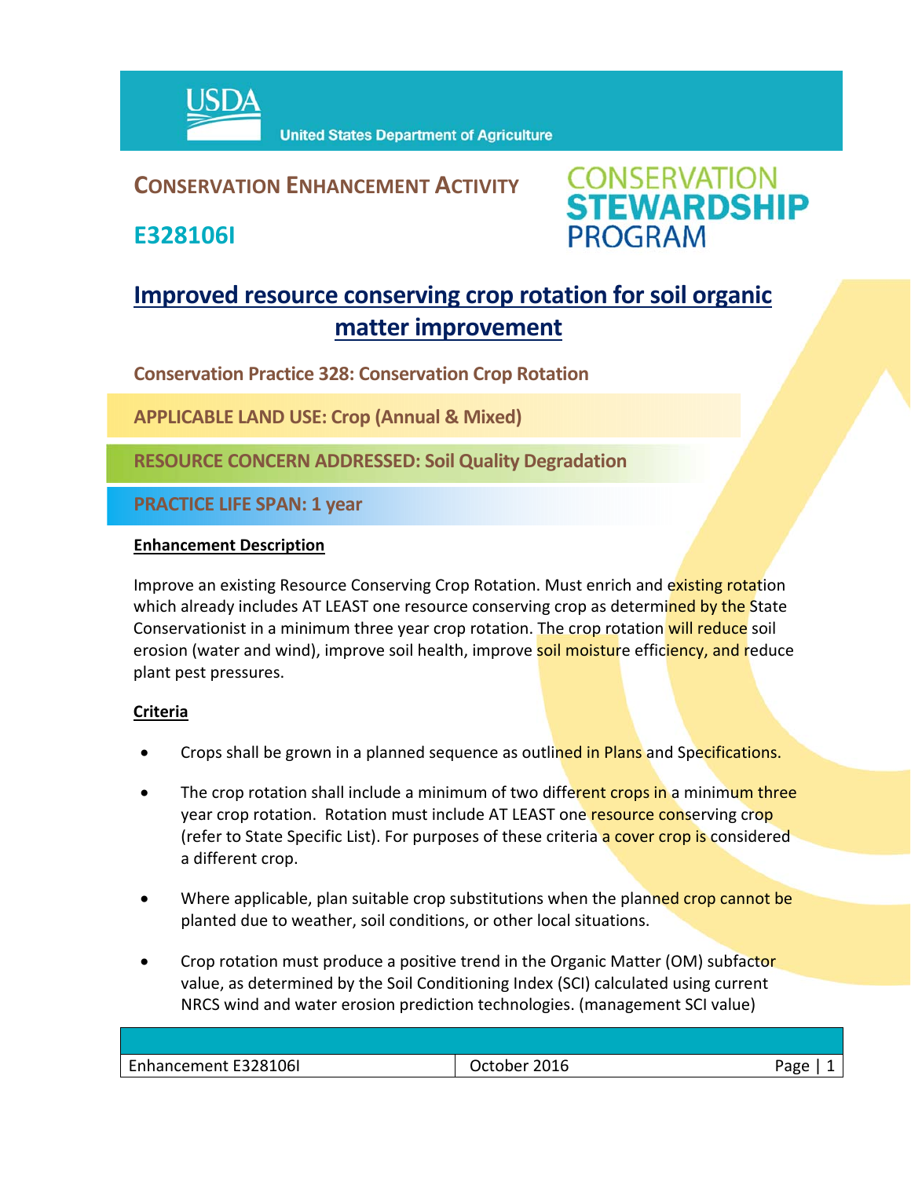USDA United States Department of Agriculture

# CONSERVATION ENHANCEMENT ACTIVITY

## E328106I

CONSERVATION STEWARDSHIP PROGRAM

# Improved resource conserving crop rotation for soil organic matter improvement

**Conservation Practice 328: Conservation Crop Rotation**

**APPLICABLE LAND USE: Crop (Annual & Mixed)**

**RESOURCE CONCERN ADDRESSED: Soil Quality Degradation**

**PRACTICE LIFE SPAN: 1 year**

### Enhancement Description

Improve an existing Resource Conserving Crop Rotation. Must enrich and existing rotation which already includes AT LEAST one resource conserving crop as determined by the State Conservationist in a minimum three year crop rotation. The crop rotation will reduce soil erosion (water and wind), improve soil health, improve soil moisture efficiency, and reduce plant pest pressures.

### Criteria

- Crops shall be grown in a planned sequence as outlined in Plans and Specifications.
- The crop rotation shall include a minimum of two different crops in a minimum three year crop rotation. Rotation must include AT LEAST one resource conserving crop (refer to State Specific List). For purposes of these criteria a cover crop is considered a different crop.
- Where applicable, plan suitable crop substitutions when the planned crop cannot be planted due to weather, soil conditions, or other local situations.
- Crop rotation must produce a positive trend in the Organic Matter (OM) subfactor value, as determined by the Soil Conditioning Index (SCI) calculated using current NRCS wind and water erosion prediction technologies. (management SCI value)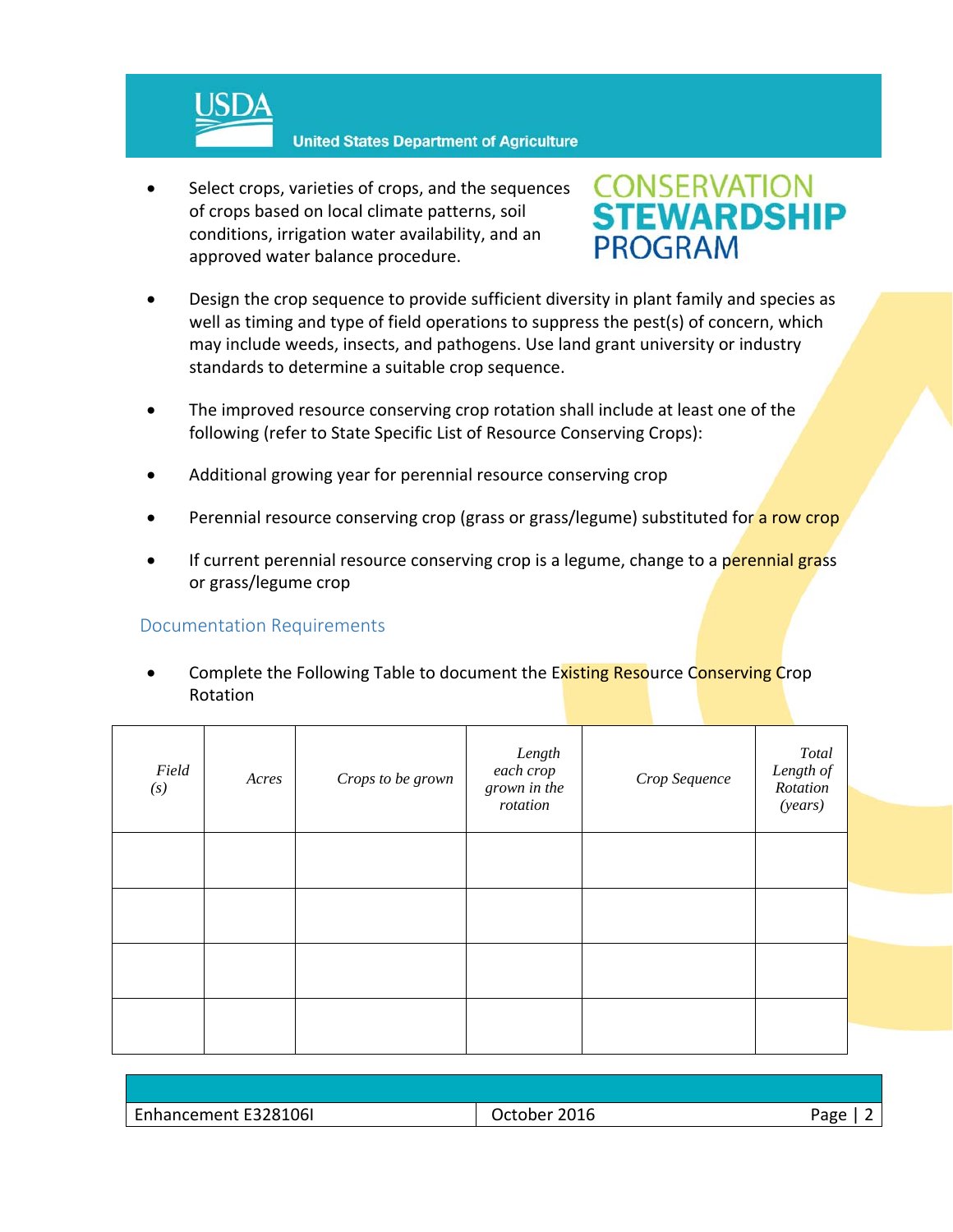- Select crops, varieties of crops, and the sequences of crops based on local climate patterns, soil conditions, irrigation water availability, and an approved water balance procedure.

- Design the crop sequence to provide sufficient diversity in plant family and species as well as timing and type of field operations to suppress the pest(s) of concern, which may include weeds, insects, and pathogens. Use land grant university or industry standards to determine a suitable crop sequence.

- The improved resource conserving crop rotation shall include at least one of the following (refer to State Specific List of Resource Conserving Crops):

- Additional growing year for perennial resource conserving crop

- Perennial resource conserving crop (grass or grass/legume) substituted for a row crop

- If current perennial resource conserving crop is a legume, change to a perennial grass or grass/legume crop

## Documentation Requirements

- Complete the Following Table to document the Existing Resource Conserving Crop Rotation

| *Field (s)* | *Acres* | *Crops to be grown* | *Length each crop grown in the rotation* | *Crop Sequence* | *Total Length of Rotation (years)* |
|---|---|---|---|---|---|
| | | | | | |
| | | | | | |
| | | | | | |
| | | | | | |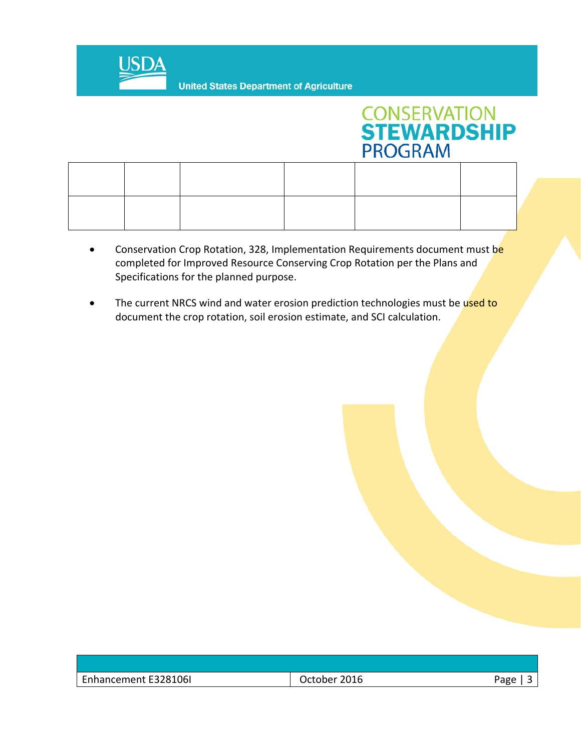| | | | | | |
|---|---|---|---|---|---|
| | | | | | |
| | | | | | |

- Conservation Crop Rotation, 328, Implementation Requirements document must be completed for Improved Resource Conserving Crop Rotation per the Plans and Specifications for the planned purpose.
- The current NRCS wind and water erosion prediction technologies must be used to document the crop rotation, soil erosion estimate, and SCI calculation.